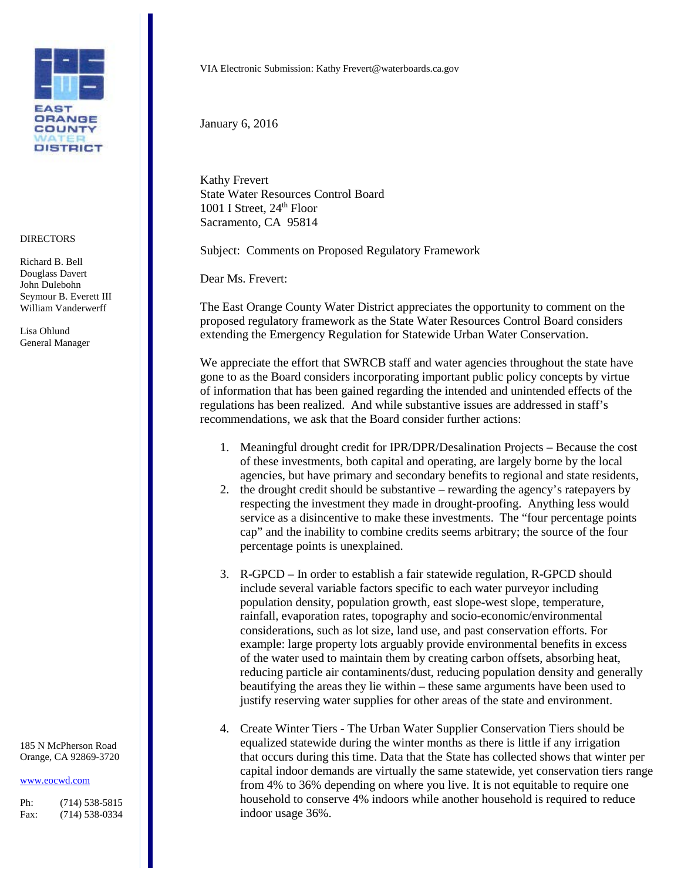EAST ORANGE COUNTY WATER DISTRICT

DIRECTORS

Richard B. Bell
Douglass Davert
John Dulebohn
Seymour B. Everett III
William Vanderwerff

Lisa Ohlund
General Manager

185 N McPherson Road
Orange, CA 92869-3720

www.eocwd.com

Ph: (714) 538-5815
Fax: (714) 538-0334

VIA Electronic Submission: Kathy Frevert@waterboards.ca.gov

January 6, 2016

Kathy Frevert
State Water Resources Control Board
1001 I Street, 24th Floor
Sacramento, CA 95814

Subject: Comments on Proposed Regulatory Framework

Dear Ms. Frevert:

The East Orange County Water District appreciates the opportunity to comment on the proposed regulatory framework as the State Water Resources Control Board considers extending the Emergency Regulation for Statewide Urban Water Conservation.

We appreciate the effort that SWRCB staff and water agencies throughout the state have gone to as the Board considers incorporating important public policy concepts by virtue of information that has been gained regarding the intended and unintended effects of the regulations has been realized. And while substantive issues are addressed in staff's recommendations, we ask that the Board consider further actions:

1. Meaningful drought credit for IPR/DPR/Desalination Projects – Because the cost of these investments, both capital and operating, are largely borne by the local agencies, but have primary and secondary benefits to regional and state residents,
2. the drought credit should be substantive – rewarding the agency's ratepayers by respecting the investment they made in drought-proofing. Anything less would service as a disincentive to make these investments. The "four percentage points cap" and the inability to combine credits seems arbitrary; the source of the four percentage points is unexplained.

3. R-GPCD – In order to establish a fair statewide regulation, R-GPCD should include several variable factors specific to each water purveyor including population density, population growth, east slope-west slope, temperature, rainfall, evaporation rates, topography and socio-economic/environmental considerations, such as lot size, land use, and past conservation efforts. For example: large property lots arguably provide environmental benefits in excess of the water used to maintain them by creating carbon offsets, absorbing heat, reducing particle air contaminents/dust, reducing population density and generally beautifying the areas they lie within – these same arguments have been used to justify reserving water supplies for other areas of the state and environment.

4. Create Winter Tiers - The Urban Water Supplier Conservation Tiers should be equalized statewide during the winter months as there is little if any irrigation that occurs during this time. Data that the State has collected shows that winter per capital indoor demands are virtually the same statewide, yet conservation tiers range from 4% to 36% depending on where you live. It is not equitable to require one household to conserve 4% indoors while another household is required to reduce indoor usage 36%.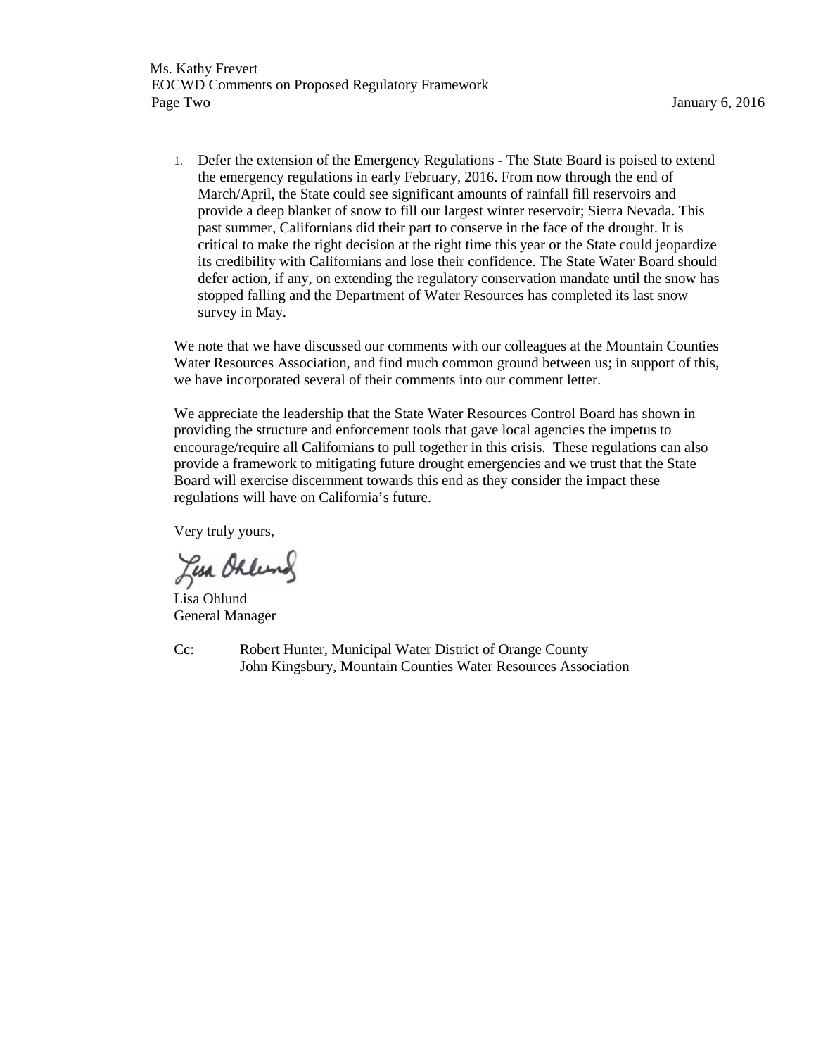1. Defer the extension of the Emergency Regulations - The State Board is poised to extend the emergency regulations in early February, 2016. From now through the end of March/April, the State could see significant amounts of rainfall fill reservoirs and provide a deep blanket of snow to fill our largest winter reservoir; Sierra Nevada. This past summer, Californians did their part to conserve in the face of the drought. It is critical to make the right decision at the right time this year or the State could jeopardize its credibility with Californians and lose their confidence. The State Water Board should defer action, if any, on extending the regulatory conservation mandate until the snow has stopped falling and the Department of Water Resources has completed its last snow survey in May.

We note that we have discussed our comments with our colleagues at the Mountain Counties Water Resources Association, and find much common ground between us; in support of this, we have incorporated several of their comments into our comment letter.

We appreciate the leadership that the State Water Resources Control Board has shown in providing the structure and enforcement tools that gave local agencies the impetus to encourage/require all Californians to pull together in this crisis. These regulations can also provide a framework to mitigating future drought emergencies and we trust that the State Board will exercise discernment towards this end as they consider the impact these regulations will have on California's future.

Very truly yours,

Lisa Ohlund

Lisa Ohlund
General Manager

Cc: Robert Hunter, Municipal Water District of Orange County
John Kingsbury, Mountain Counties Water Resources Association